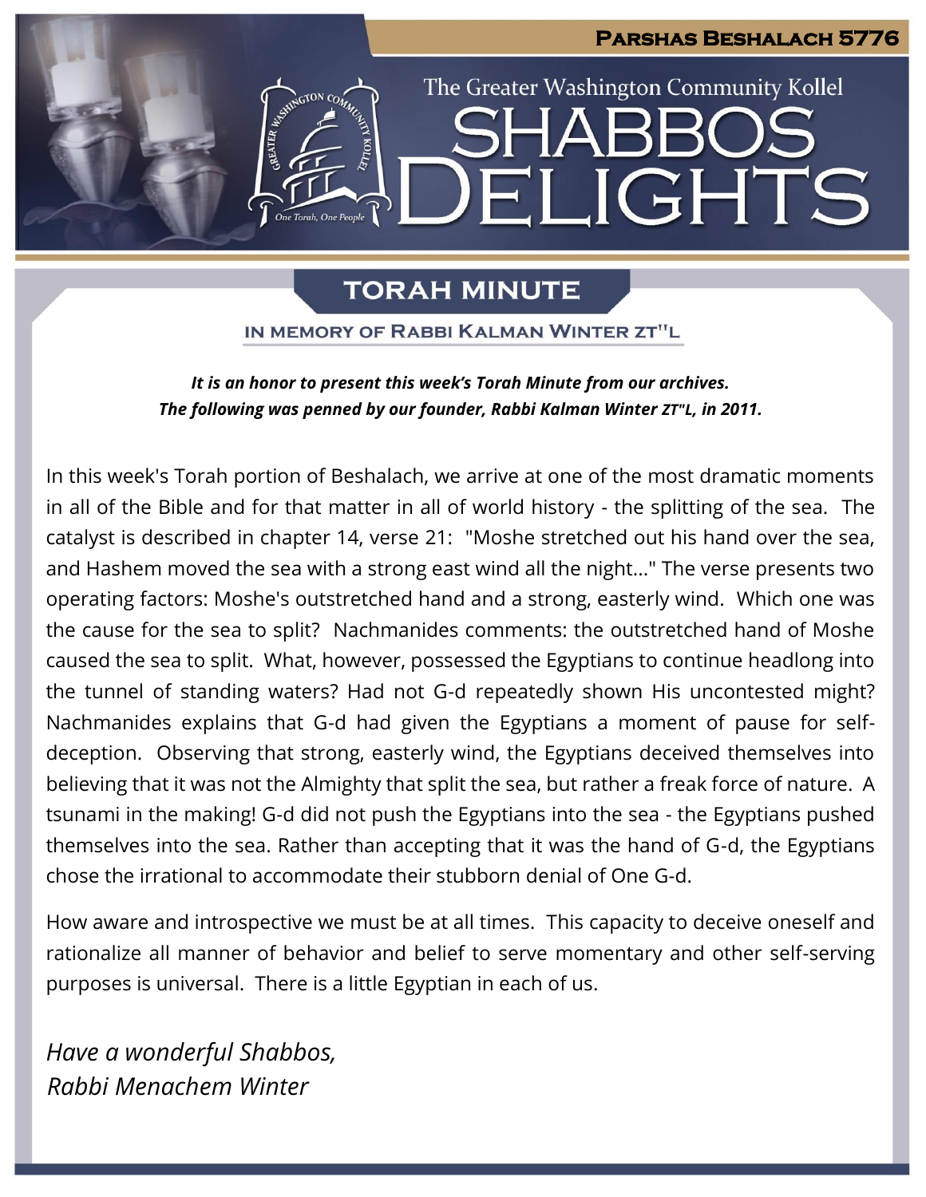**Parshas Beshalach 5776**

The Greater Washington Community Kollel

# SHABBOS DELIGHTS

## TORAH MINUTE

### IN MEMORY OF RABBI KALMAN WINTER ZT"L

***It is an honor to present this week's Torah Minute from our archives.***
***The following was penned by our founder, Rabbi Kalman Winter ZT"L, in 2011.***

In this week's Torah portion of Beshalach, we arrive at one of the most dramatic moments in all of the Bible and for that matter in all of world history - the splitting of the sea. The catalyst is described in chapter 14, verse 21: "Moshe stretched out his hand over the sea, and Hashem moved the sea with a strong east wind all the night..." The verse presents two operating factors: Moshe's outstretched hand and a strong, easterly wind. Which one was the cause for the sea to split? Nachmanides comments: the outstretched hand of Moshe caused the sea to split. What, however, possessed the Egyptians to continue headlong into the tunnel of standing waters? Had not G-d repeatedly shown His uncontested might? Nachmanides explains that G-d had given the Egyptians a moment of pause for self-deception. Observing that strong, easterly wind, the Egyptians deceived themselves into believing that it was not the Almighty that split the sea, but rather a freak force of nature. A tsunami in the making! G-d did not push the Egyptians into the sea - the Egyptians pushed themselves into the sea. Rather than accepting that it was the hand of G-d, the Egyptians chose the irrational to accommodate their stubborn denial of One G-d.

How aware and introspective we must be at all times. This capacity to deceive oneself and rationalize all manner of behavior and belief to serve momentary and other self-serving purposes is universal. There is a little Egyptian in each of us.

*Have a wonderful Shabbos,*
*Rabbi Menachem Winter*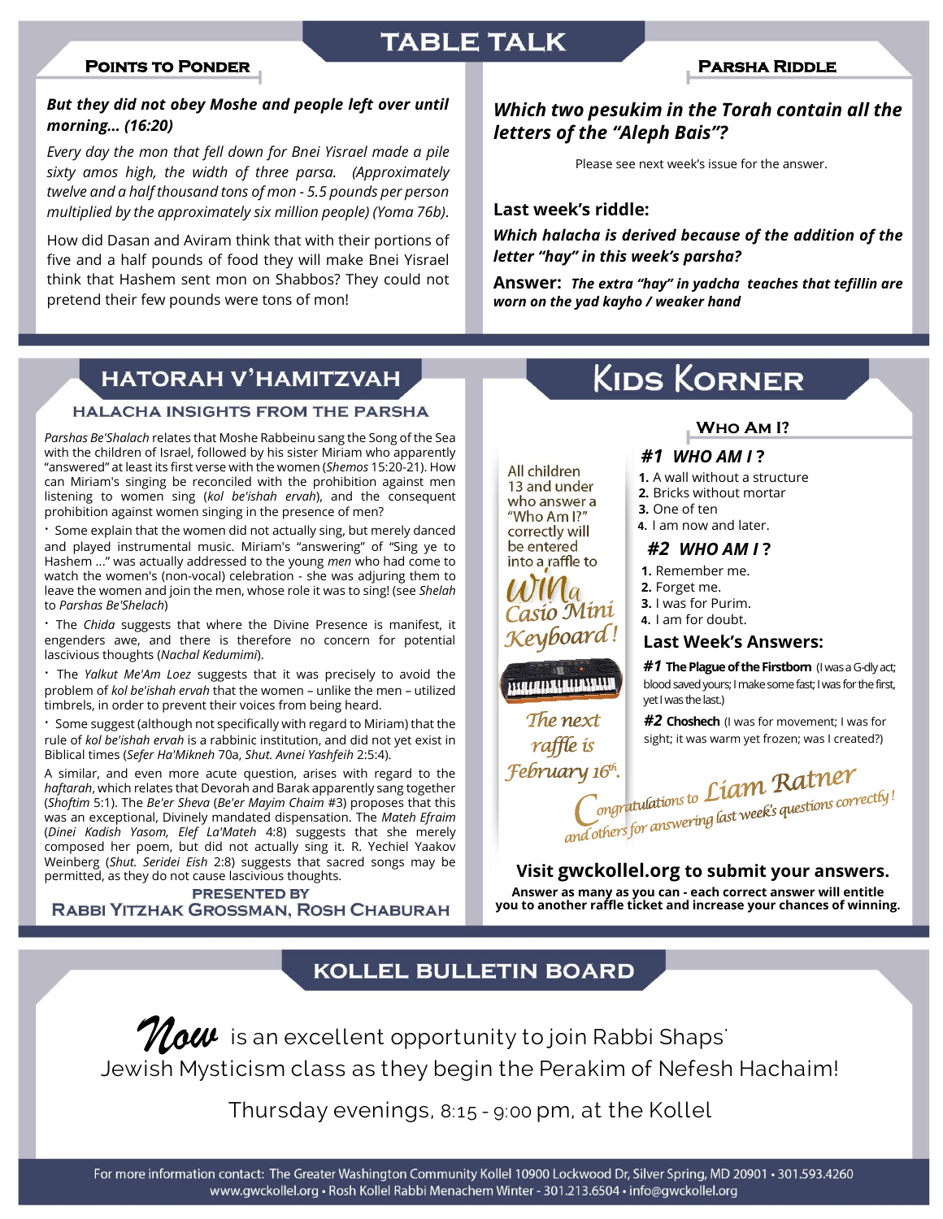# TABLE TALK

## Points to Ponder

***But they did not obey Moshe and people left over until morning... (16:20)***

*Every day the mon that fell down for Bnei Yisrael made a pile sixty amos high, the width of three parsa. (Approximately twelve and a half thousand tons of mon - 5.5 pounds per person multiplied by the approximately six million people) (Yoma 76b).*

How did Dasan and Aviram think that with their portions of five and a half pounds of food they will make Bnei Yisrael think that Hashem sent mon on Shabbos? They could not pretend their few pounds were tons of mon!

## Parsha Riddle

***Which two pesukim in the Torah contain all the letters of the "Aleph Bais"?***

Please see next week's issue for the answer.

**Last week's riddle:**

***Which halacha is derived because of the addition of the letter "hay" in this week's parsha?***

**Answer:** ***The extra "hay" in yadcha teaches that tefillin are worn on the yad kayho / weaker hand***

# HATORAH V'HAMITZVAH

## HALACHA INSIGHTS FROM THE PARSHA

*Parshas Be'Shalach* relates that Moshe Rabbeinu sang the Song of the Sea with the children of Israel, followed by his sister Miriam who apparently "answered" at least its first verse with the women (*Shemos* 15:20-21). How can Miriam's singing be reconciled with the prohibition against men listening to women sing (*kol be'ishah ervah*), and the consequent prohibition against women singing in the presence of men?

- Some explain that the women did not actually sing, but merely danced and played instrumental music. Miriam's "answering" of "Sing ye to Hashem ..." was actually addressed to the young *men* who had come to watch the women's (non-vocal) celebration - she was adjuring them to leave the women and join the men, whose role it was to sing! (see *Shelah* to *Parshas Be'Shelach*)
- The *Chida* suggests that where the Divine Presence is manifest, it engenders awe, and there is therefore no concern for potential lascivious thoughts (*Nachal Kedumimi*).
- The *Yalkut Me'Am Loez* suggests that it was precisely to avoid the problem of *kol be'ishah ervah* that the women – unlike the men – utilized timbrels, in order to prevent their voices from being heard.
- Some suggest (although not specifically with regard to Miriam) that the rule of *kol be'ishah ervah* is a rabbinic institution, and did not yet exist in Biblical times (*Sefer Ha'Mikneh* 70a, *Shut. Avnei Yashfeih* 2:5:4).

A similar, and even more acute question, arises with regard to the *haftarah*, which relates that Devorah and Barak apparently sang together (*Shoftim* 5:1). The *Be'er Sheva* (*Be'er Mayim Chaim* #3) proposes that this was an exceptional, Divinely mandated dispensation. The *Mateh Efraim* (*Dinei Kadish Yasom, Elef La'Mateh* 4:8) suggests that she merely composed her poem, but did not actually sing it. R. Yechiel Yaakov Weinberg (*Shut. Seridei Eish* 2:8) suggests that sacred songs may be permitted, as they do not cause lascivious thoughts.

**PRESENTED BY**
**RABBI YITZHAK GROSSMAN, ROSH CHABURAH**

# KIDS KORNER

All children 13 and under who answer a "Who Am I?" correctly will be entered into a raffle to *Win a Casio Mini Keyboard!*

*The next raffle is February 16th.*

## Who Am I?

### #1 WHO AM I ?

1. A wall without a structure
2. Bricks without mortar
3. One of ten
4. I am now and later.

### #2 WHO AM I ?

1. Remember me.
2. Forget me.
3. I was for Purim.
4. I am for doubt.

### Last Week's Answers:

***#1* The Plague of the Firstborn** (I was a G-dly act; blood saved yours; I make some fast; I was for the first, yet I was the last.)

***#2* Choshech** (I was for movement; I was for sight; it was warm yet frozen; was I created?)

*Congratulations to Liam Ratner and others for answering last week's questions correctly!*

**Visit gwckollel.org to submit your answers.**

**Answer as many as you can - each correct answer will entitle you to another raffle ticket and increase your chances of winning.**

# KOLLEL BULLETIN BOARD

*Now* is an excellent opportunity to join Rabbi Shaps' Jewish Mysticism class as they begin the Perakim of Nefesh Hachaim!

Thursday evenings, 8:15 - 9:00 pm, at the Kollel

For more information contact: The Greater Washington Community Kollel 10900 Lockwood Dr, Silver Spring, MD 20901 • 301.593.4260
www.gwckollel.org • Rosh Kollel Rabbi Menachem Winter - 301.213.6504 • info@gwckollel.org